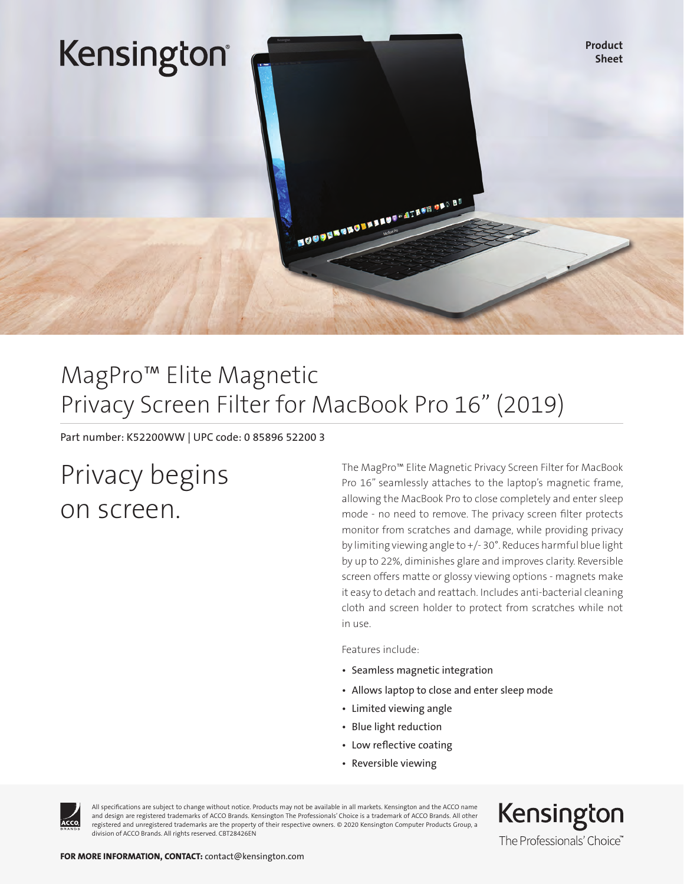Kensington

Product Sheet

# MagPro™ Elite Magnetic Privacy Screen Filter for MacBook Pro 16" (2019)

Part number: K52200WW | UPC code: 0 85896 52200 3

## Privacy begins on screen.

The MagPro™ Elite Magnetic Privacy Screen Filter for MacBook Pro 16" seamlessly attaches to the laptop's magnetic frame, allowing the MacBook Pro to close completely and enter sleep mode - no need to remove. The privacy screen filter protects monitor from scratches and damage, while providing privacy by limiting viewing angle to +/- 30°. Reduces harmful blue light by up to 22%, diminishes glare and improves clarity. Reversible screen offers matte or glossy viewing options - magnets make it easy to detach and reattach. Includes anti-bacterial cleaning cloth and screen holder to protect from scratches while not in use.

Features include:

- Seamless magnetic integration
- Allows laptop to close and enter sleep mode
- Limited viewing angle
- Blue light reduction
- Low reflective coating
- Reversible viewing

All specifications are subject to change without notice. Products may not be available in all markets. Kensington and the ACCO name and design are registered trademarks of ACCO Brands. Kensington The Professionals' Choice is a trademark of ACCO Brands. All other registered and unregistered trademarks are the property of their respective owners. © 2020 Kensington Computer Products Group, a division of ACCO Brands. All rights reserved. CBT28426EN

Kensington
The Professionals' Choice™

**FOR MORE INFORMATION, CONTACT:** contact@kensington.com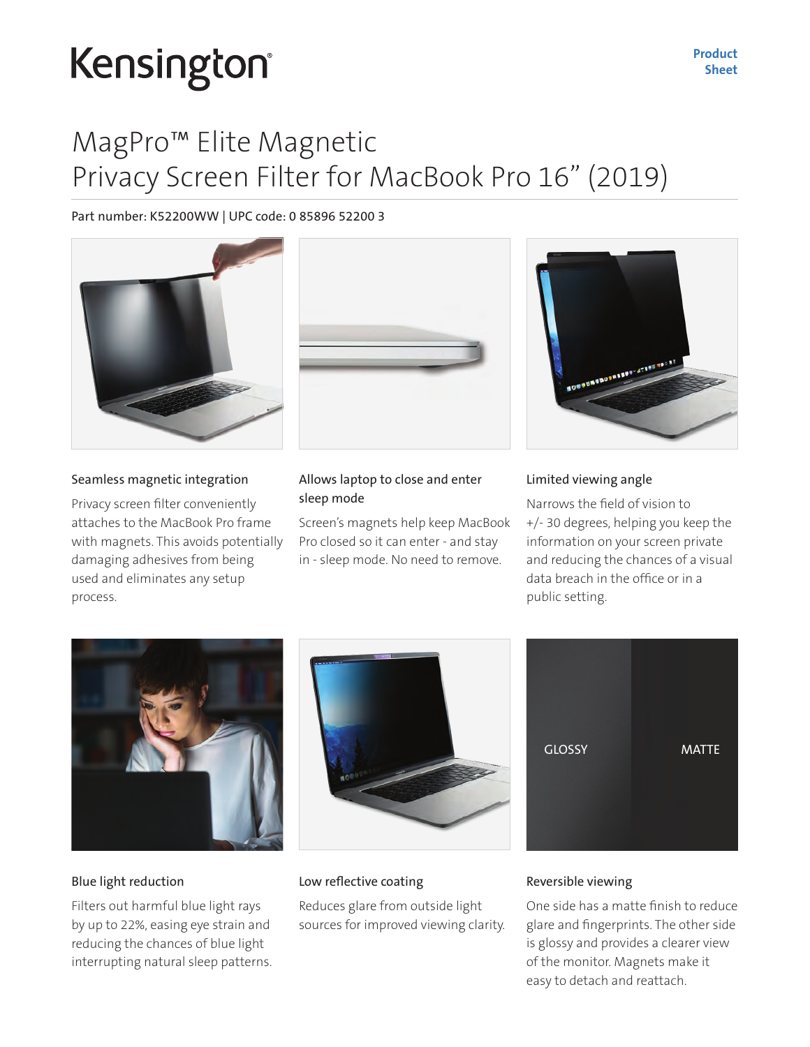Kensington

Product Sheet

# MagPro™ Elite Magnetic Privacy Screen Filter for MacBook Pro 16" (2019)

Part number: K52200WW | UPC code: 0 85896 52200 3

### Seamless magnetic integration

Privacy screen filter conveniently attaches to the MacBook Pro frame with magnets. This avoids potentially damaging adhesives from being used and eliminates any setup process.

### Allows laptop to close and enter sleep mode

Screen's magnets help keep MacBook Pro closed so it can enter - and stay in - sleep mode. No need to remove.

### Limited viewing angle

Narrows the field of vision to +/- 30 degrees, helping you keep the information on your screen private and reducing the chances of a visual data breach in the office or in a public setting.

### Blue light reduction

Filters out harmful blue light rays by up to 22%, easing eye strain and reducing the chances of blue light interrupting natural sleep patterns.

### Low reflective coating

Reduces glare from outside light sources for improved viewing clarity.

GLOSSY

MATTE

### Reversible viewing

One side has a matte finish to reduce glare and fingerprints. The other side is glossy and provides a clearer view of the monitor. Magnets make it easy to detach and reattach.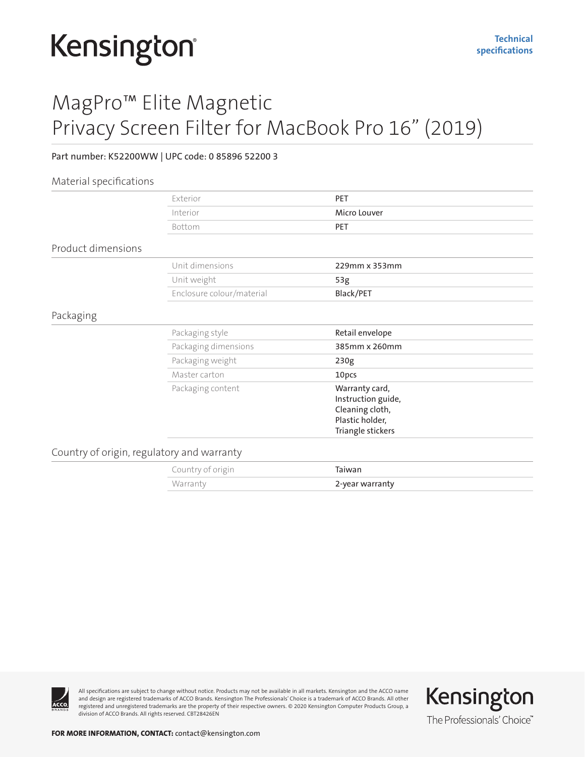Kensington

**Technical specifications**

# MagPro™ Elite Magnetic Privacy Screen Filter for MacBook Pro 16" (2019)

Part number: K52200WW | UPC code: 0 85896 52200 3

## Material specifications

| | |
|---|---|
| Exterior | PET |
| Interior | Micro Louver |
| Bottom | PET |

## Product dimensions

| | |
|---|---|
| Unit dimensions | 229mm x 353mm |
| Unit weight | 53g |
| Enclosure colour/material | Black/PET |

## Packaging

| | |
|---|---|
| Packaging style | Retail envelope |
| Packaging dimensions | 385mm x 260mm |
| Packaging weight | 230g |
| Master carton | 10pcs |
| Packaging content | Warranty card, Instruction guide, Cleaning cloth, Plastic holder, Triangle stickers |

## Country of origin, regulatory and warranty

| | |
|---|---|
| Country of origin | Taiwan |
| Warranty | 2-year warranty |

All specifications are subject to change without notice. Products may not be available in all markets. Kensington and the ACCO name and design are registered trademarks of ACCO Brands. Kensington The Professionals' Choice is a trademark of ACCO Brands. All other registered and unregistered trademarks are the property of their respective owners. © 2020 Kensington Computer Products Group, a division of ACCO Brands. All rights reserved. CBT28426EN

Kensington The Professionals' Choice™

**FOR MORE INFORMATION, CONTACT:** contact@kensington.com